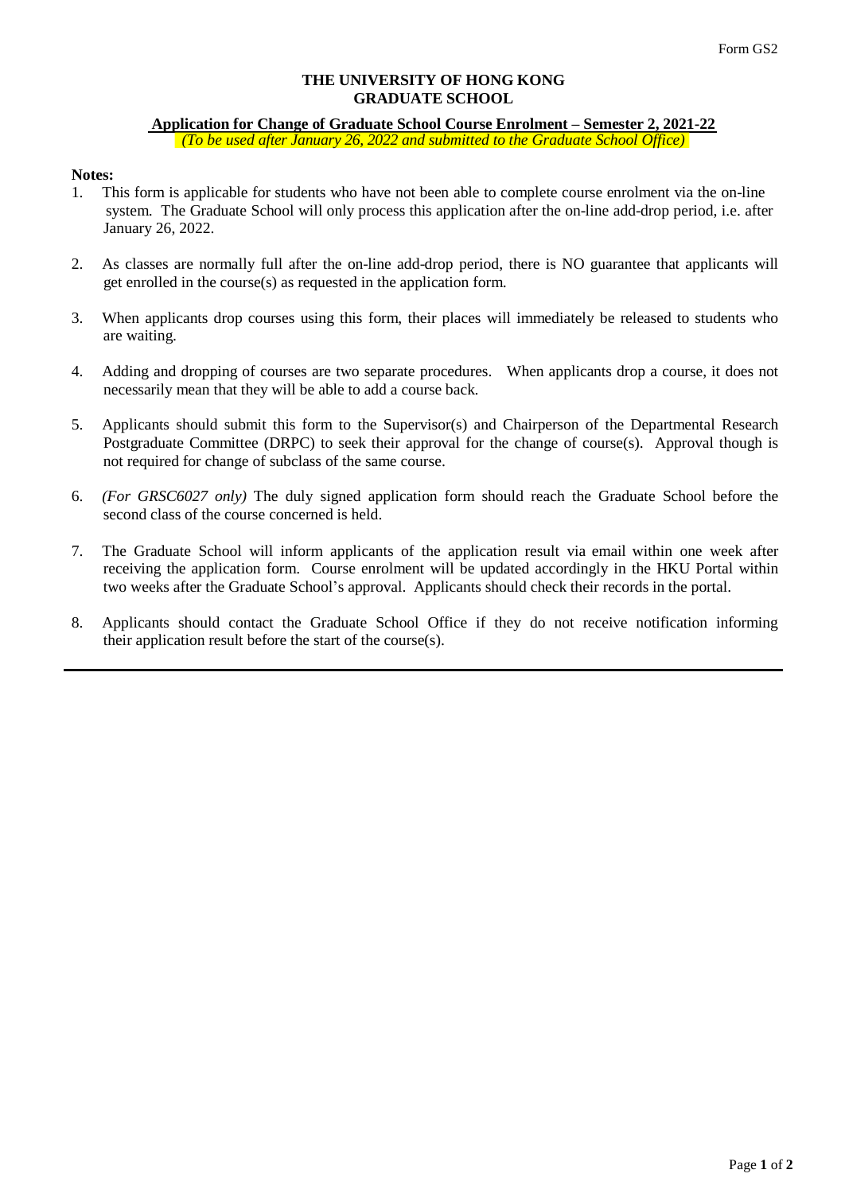Form GS2

**THE UNIVERSITY OF HONG KONG**
**GRADUATE SCHOOL**

**Application for Change of Graduate School Course Enrolment – Semester 2, 2021-22**

*(To be used after January 26, 2022 and submitted to the Graduate School Office)*

**Notes:**

1. This form is applicable for students who have not been able to complete course enrolment via the on-line system. The Graduate School will only process this application after the on-line add-drop period, i.e. after January 26, 2022.
2. As classes are normally full after the on-line add-drop period, there is NO guarantee that applicants will get enrolled in the course(s) as requested in the application form.
3. When applicants drop courses using this form, their places will immediately be released to students who are waiting.
4. Adding and dropping of courses are two separate procedures. When applicants drop a course, it does not necessarily mean that they will be able to add a course back.
5. Applicants should submit this form to the Supervisor(s) and Chairperson of the Departmental Research Postgraduate Committee (DRPC) to seek their approval for the change of course(s). Approval though is not required for change of subclass of the same course.
6. *(For GRSC6027 only)* The duly signed application form should reach the Graduate School before the second class of the course concerned is held.
7. The Graduate School will inform applicants of the application result via email within one week after receiving the application form. Course enrolment will be updated accordingly in the HKU Portal within two weeks after the Graduate School's approval. Applicants should check their records in the portal.
8. Applicants should contact the Graduate School Office if they do not receive notification informing their application result before the start of the course(s).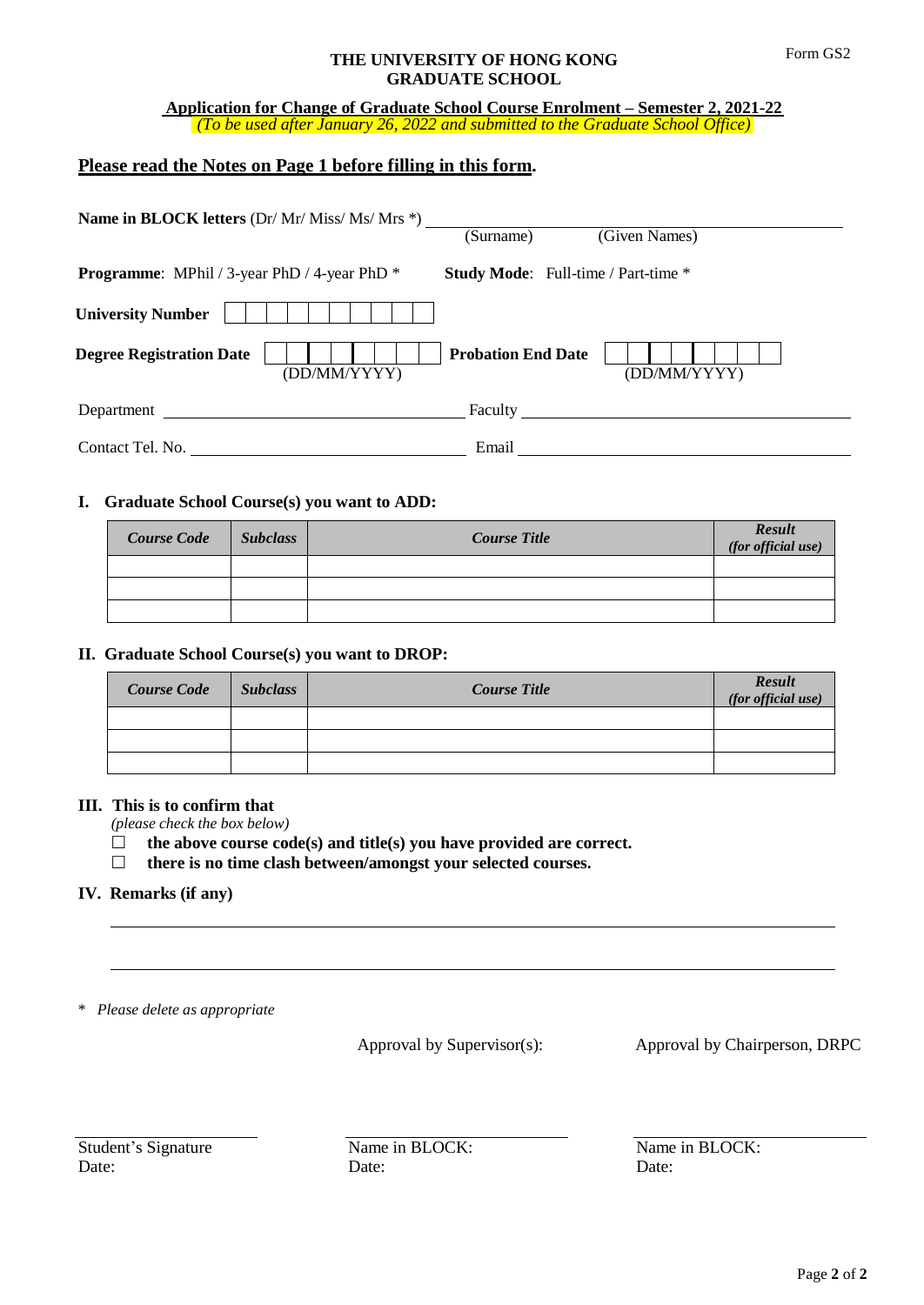Form GS2

**THE UNIVERSITY OF HONG KONG**
**GRADUATE SCHOOL**

**Application for Change of Graduate School Course Enrolment – Semester 2, 2021-22**
*(To be used after January 26, 2022 and submitted to the Graduate School Office)*

**Please read the Notes on Page 1 before filling in this form.**

**Name in BLOCK letters** (Dr/ Mr/ Miss/ Ms/ Mrs \*) ______________________
(Surname) (Given Names)

**Programme**: MPhil / 3-year PhD / 4-year PhD \* **Study Mode**: Full-time / Part-time \*

**University Number** ☐☐☐☐☐☐☐☐☐☐

**Degree Registration Date** ☐☐/☐☐/☐☐☐☐ (DD/MM/YYYY) **Probation End Date** ☐☐/☐☐/☐☐☐☐ (DD/MM/YYYY)

Department ______________________ Faculty ______________________

Contact Tel. No. ______________________ Email ______________________

## I. Graduate School Course(s) you want to ADD:

| *Course Code* | *Subclass* | *Course Title* | *Result (for official use)* |
|---|---|---|---|
| | | | |
| | | | |
| | | | |

## II. Graduate School Course(s) you want to DROP:

| *Course Code* | *Subclass* | *Course Title* | *Result (for official use)* |
|---|---|---|---|
| | | | |
| | | | |
| | | | |

## III. This is to confirm that

*(please check the box below)*

- ☐ **the above course code(s) and title(s) you have provided are correct.**
- ☐ **there is no time clash between/amongst your selected courses.**

## IV. Remarks (if any)

______________________

______________________

\* *Please delete as appropriate*

Approval by Supervisor(s): Approval by Chairperson, DRPC

| Student's Signature | Name in BLOCK: | Name in BLOCK: |
|---|---|---|
| Date: | Date: | Date: |